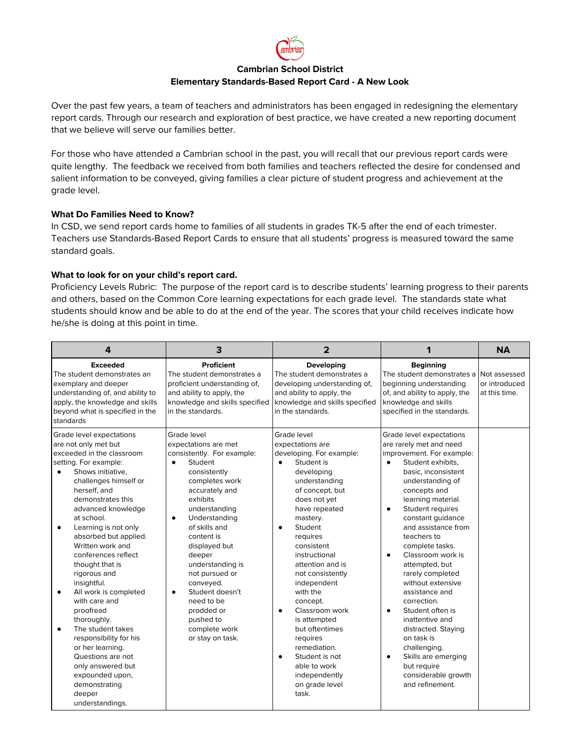**Cambrian School District**

**Elementary Standards-Based Report Card - A New Look**

Over the past few years, a team of teachers and administrators has been engaged in redesigning the elementary report cards. Through our research and exploration of best practice, we have created a new reporting document that we believe will serve our families better.

For those who have attended a Cambrian school in the past, you will recall that our previous report cards were quite lengthy. The feedback we received from both families and teachers reflected the desire for condensed and salient information to be conveyed, giving families a clear picture of student progress and achievement at the grade level.

### What Do Families Need to Know?

In CSD, we send report cards home to families of all students in grades TK-5 after the end of each trimester. Teachers use Standards-Based Report Cards to ensure that all students' progress is measured toward the same standard goals.

### What to look for on your child's report card.

Proficiency Levels Rubric: The purpose of the report card is to describe students' learning progress to their parents and others, based on the Common Core learning expectations for each grade level. The standards state what students should know and be able to do at the end of the year. The scores that your child receives indicate how he/she is doing at this point in time.

| 4 | 3 | 2 | 1 | NA |
|---|---|---|---|---|
| **Exceeded**<br>The student demonstrates an exemplary and deeper understanding of, and ability to apply, the knowledge and skills beyond what is specified in the standards | **Proficient**<br>The student demonstrates a proficient understanding of, and ability to apply, the knowledge and skills specified in the standards. | **Developing**<br>The student demonstrates a developing understanding of, and ability to apply, the knowledge and skills specified in the standards. | **Beginning**<br>The student demonstrates a beginning understanding of, and ability to apply, the knowledge and skills specified in the standards. | Not assessed or introduced at this time. |
| Grade level expectations are not only met but exceeded in the classroom setting. For example:<br>• Shows initiative, challenges himself or herself, and demonstrates this advanced knowledge at school.<br>• Learning is not only absorbed but applied. Written work and conferences reflect thought that is rigorous and insightful.<br>• All work is completed with care and proofread thoroughly.<br>• The student takes responsibility for his or her learning. Questions are not only answered but expounded upon, demonstrating deeper understandings. | Grade level expectations are met consistently. For example:<br>• Student consistently completes work accurately and exhibits understanding<br>• Understanding of skills and content is displayed but deeper understanding is not pursued or conveyed.<br>• Student doesn't need to be prodded or pushed to complete work or stay on task. | Grade level expectations are developing. For example:<br>• Student is developing understanding of concept, but does not yet have repeated mastery.<br>• Student requires consistent instructional attention and is not consistently independent with the concept.<br>• Classroom work is attempted but oftentimes requires remediation.<br>• Student is not able to work independently on grade level task. | Grade level expectations are rarely met and need improvement. For example:<br>• Student exhibits, basic, inconsistent understanding of concepts and learning material.<br>• Student requires constant guidance and assistance from teachers to complete tasks.<br>• Classroom work is attempted, but rarely completed without extensive assistance and correction.<br>• Student often is inattentive and distracted. Staying on task is challenging.<br>• Skills are emerging but require considerable growth and refinement. | |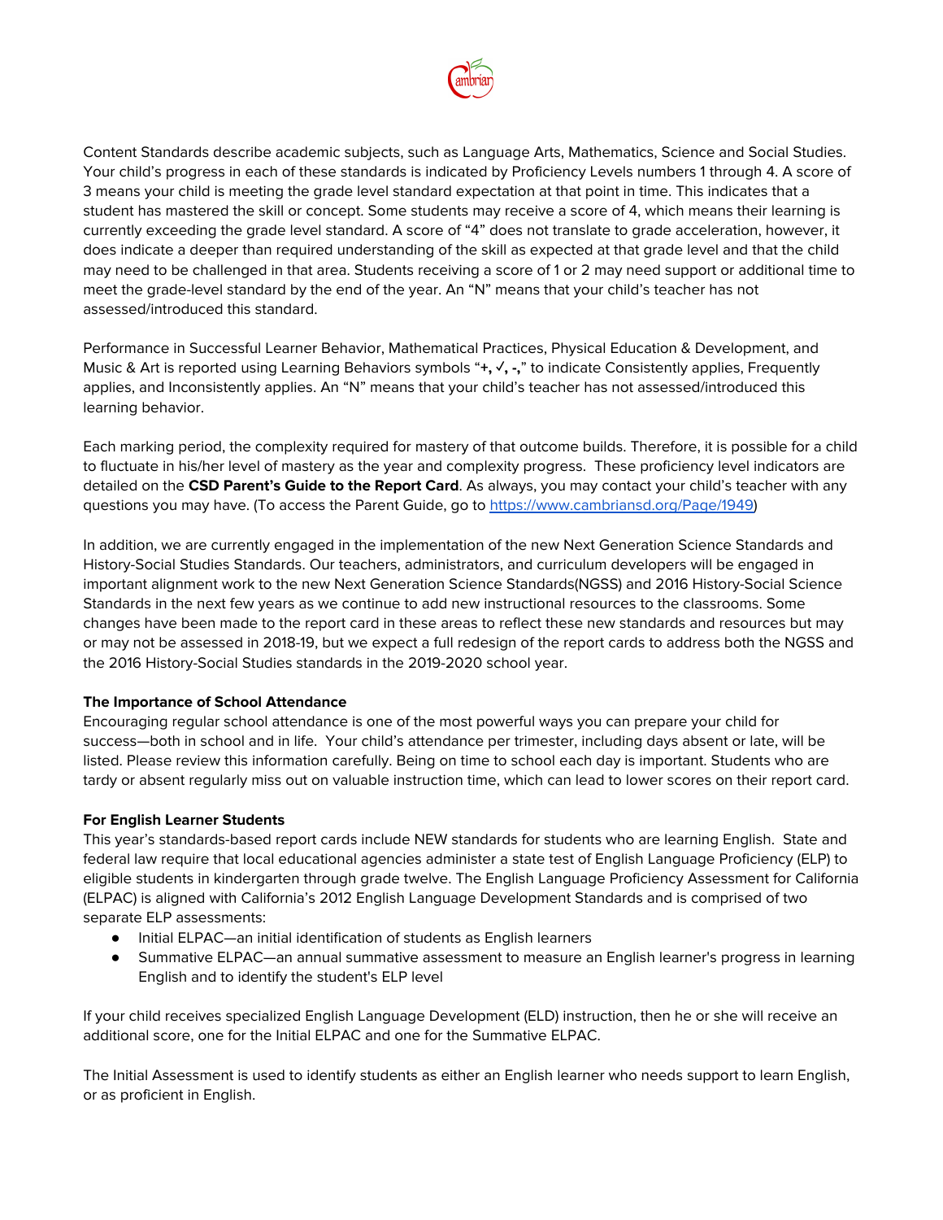Content Standards describe academic subjects, such as Language Arts, Mathematics, Science and Social Studies. Your child's progress in each of these standards is indicated by Proficiency Levels numbers 1 through 4. A score of 3 means your child is meeting the grade level standard expectation at that point in time. This indicates that a student has mastered the skill or concept. Some students may receive a score of 4, which means their learning is currently exceeding the grade level standard. A score of "4" does not translate to grade acceleration, however, it does indicate a deeper than required understanding of the skill as expected at that grade level and that the child may need to be challenged in that area. Students receiving a score of 1 or 2 may need support or additional time to meet the grade-level standard by the end of the year. An "N" means that your child's teacher has not assessed/introduced this standard.

Performance in Successful Learner Behavior, Mathematical Practices, Physical Education & Development, and Music & Art is reported using Learning Behaviors symbols "**+, ✓, -,**" to indicate Consistently applies, Frequently applies, and Inconsistently applies. An "N" means that your child's teacher has not assessed/introduced this learning behavior.

Each marking period, the complexity required for mastery of that outcome builds. Therefore, it is possible for a child to fluctuate in his/her level of mastery as the year and complexity progress. These proficiency level indicators are detailed on the **CSD Parent's Guide to the Report Card**. As always, you may contact your child's teacher with any questions you may have. (To access the Parent Guide, go to [https://www.cambriansd.org/Page/1949](https://www.cambriansd.org/Page/1949))

In addition, we are currently engaged in the implementation of the new Next Generation Science Standards and History-Social Studies Standards. Our teachers, administrators, and curriculum developers will be engaged in important alignment work to the new Next Generation Science Standards(NGSS) and 2016 History-Social Science Standards in the next few years as we continue to add new instructional resources to the classrooms. Some changes have been made to the report card in these areas to reflect these new standards and resources but may or may not be assessed in 2018-19, but we expect a full redesign of the report cards to address both the NGSS and the 2016 History-Social Studies standards in the 2019-2020 school year.

**The Importance of School Attendance**

Encouraging regular school attendance is one of the most powerful ways you can prepare your child for success—both in school and in life. Your child's attendance per trimester, including days absent or late, will be listed. Please review this information carefully. Being on time to school each day is important. Students who are tardy or absent regularly miss out on valuable instruction time, which can lead to lower scores on their report card.

**For English Learner Students**

This year's standards-based report cards include NEW standards for students who are learning English. State and federal law require that local educational agencies administer a state test of English Language Proficiency (ELP) to eligible students in kindergarten through grade twelve. The English Language Proficiency Assessment for California (ELPAC) is aligned with California's 2012 English Language Development Standards and is comprised of two separate ELP assessments:

- Initial ELPAC—an initial identification of students as English learners
- Summative ELPAC—an annual summative assessment to measure an English learner's progress in learning English and to identify the student's ELP level

If your child receives specialized English Language Development (ELD) instruction, then he or she will receive an additional score, one for the Initial ELPAC and one for the Summative ELPAC.

The Initial Assessment is used to identify students as either an English learner who needs support to learn English, or as proficient in English.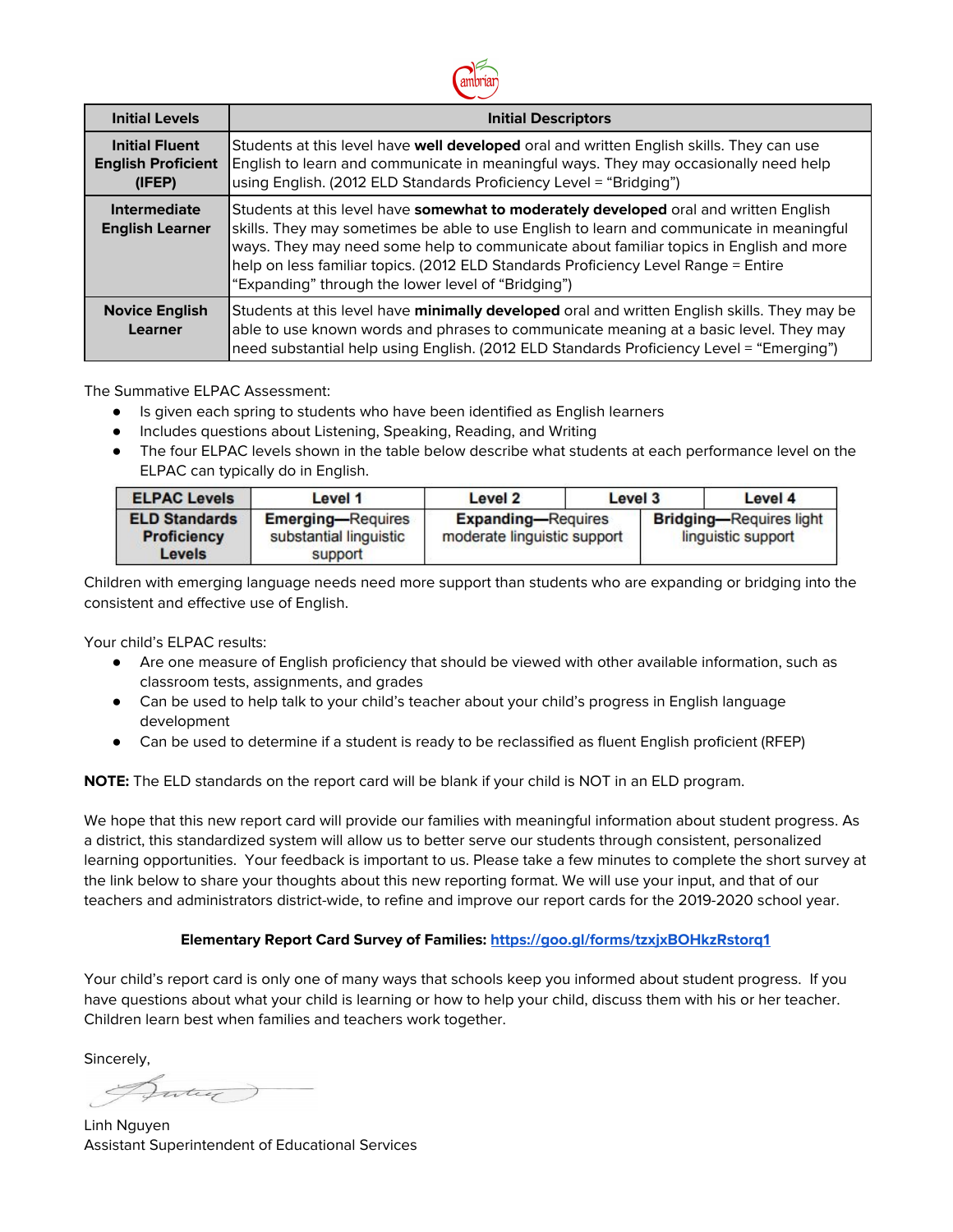| Initial Levels | Initial Descriptors |
|---|---|
| **Initial Fluent English Proficient (IFEP)** | Students at this level have **well developed** oral and written English skills. They can use English to learn and communicate in meaningful ways. They may occasionally need help using English. (2012 ELD Standards Proficiency Level = "Bridging") |
| **Intermediate English Learner** | Students at this level have **somewhat to moderately developed** oral and written English skills. They may sometimes be able to use English to learn and communicate in meaningful ways. They may need some help to communicate about familiar topics in English and more help on less familiar topics. (2012 ELD Standards Proficiency Level Range = Entire "Expanding" through the lower level of "Bridging") |
| **Novice English Learner** | Students at this level have **minimally developed** oral and written English skills. They may be able to use known words and phrases to communicate meaning at a basic level. They may need substantial help using English. (2012 ELD Standards Proficiency Level = "Emerging") |

The Summative ELPAC Assessment:

- Is given each spring to students who have been identified as English learners
- Includes questions about Listening, Speaking, Reading, and Writing
- The four ELPAC levels shown in the table below describe what students at each performance level on the ELPAC can typically do in English.

| **ELPAC Levels** | **Level 1** | **Level 2** | **Level 3** | **Level 4** |
|---|---|---|---|---|
| **ELD Standards Proficiency Levels** | **Emerging—**Requires substantial linguistic support | **Expanding—**Requires moderate linguistic support | | **Bridging—**Requires light linguistic support |

Children with emerging language needs need more support than students who are expanding or bridging into the consistent and effective use of English.

Your child's ELPAC results:

- Are one measure of English proficiency that should be viewed with other available information, such as classroom tests, assignments, and grades
- Can be used to help talk to your child's teacher about your child's progress in English language development
- Can be used to determine if a student is ready to be reclassified as fluent English proficient (RFEP)

**NOTE:** The ELD standards on the report card will be blank if your child is NOT in an ELD program.

We hope that this new report card will provide our families with meaningful information about student progress. As a district, this standardized system will allow us to better serve our students through consistent, personalized learning opportunities. Your feedback is important to us. Please take a few minutes to complete the short survey at the link below to share your thoughts about this new reporting format. We will use your input, and that of our teachers and administrators district-wide, to refine and improve our report cards for the 2019-2020 school year.

**Elementary Report Card Survey of Families: https://goo.gl/forms/tzxjxBOHkzRstorq1**

Your child's report card is only one of many ways that schools keep you informed about student progress. If you have questions about what your child is learning or how to help your child, discuss them with his or her teacher. Children learn best when families and teachers work together.

Sincerely,

Linh Nguyen
Assistant Superintendent of Educational Services